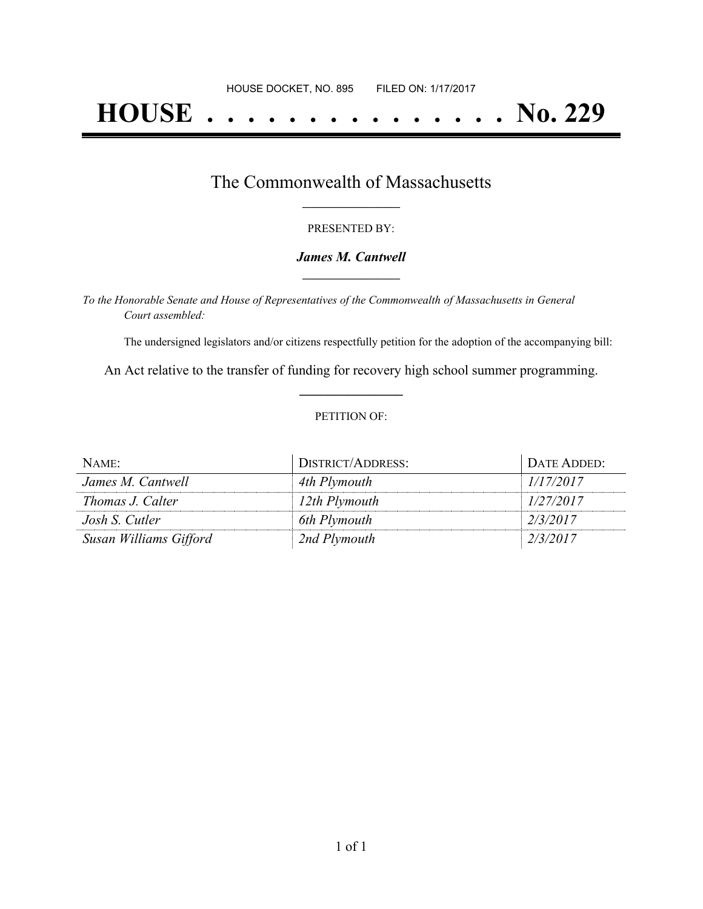HOUSE DOCKET, NO. 895 FILED ON: 1/17/2017

# HOUSE . . . . . . . . . . . . . . . No. 229

## The Commonwealth of Massachusetts

PRESENTED BY:

***James M. Cantwell***

*To the Honorable Senate and House of Representatives of the Commonwealth of Massachusetts in General Court assembled:*

The undersigned legislators and/or citizens respectfully petition for the adoption of the accompanying bill:

An Act relative to the transfer of funding for recovery high school summer programming.

PETITION OF:

| NAME: | DISTRICT/ADDRESS: | DATE ADDED: |
|---|---|---|
| *James M. Cantwell* | *4th Plymouth* | *1/17/2017* |
| *Thomas J. Calter* | *12th Plymouth* | *1/27/2017* |
| *Josh S. Cutler* | *6th Plymouth* | *2/3/2017* |
| *Susan Williams Gifford* | *2nd Plymouth* | *2/3/2017* |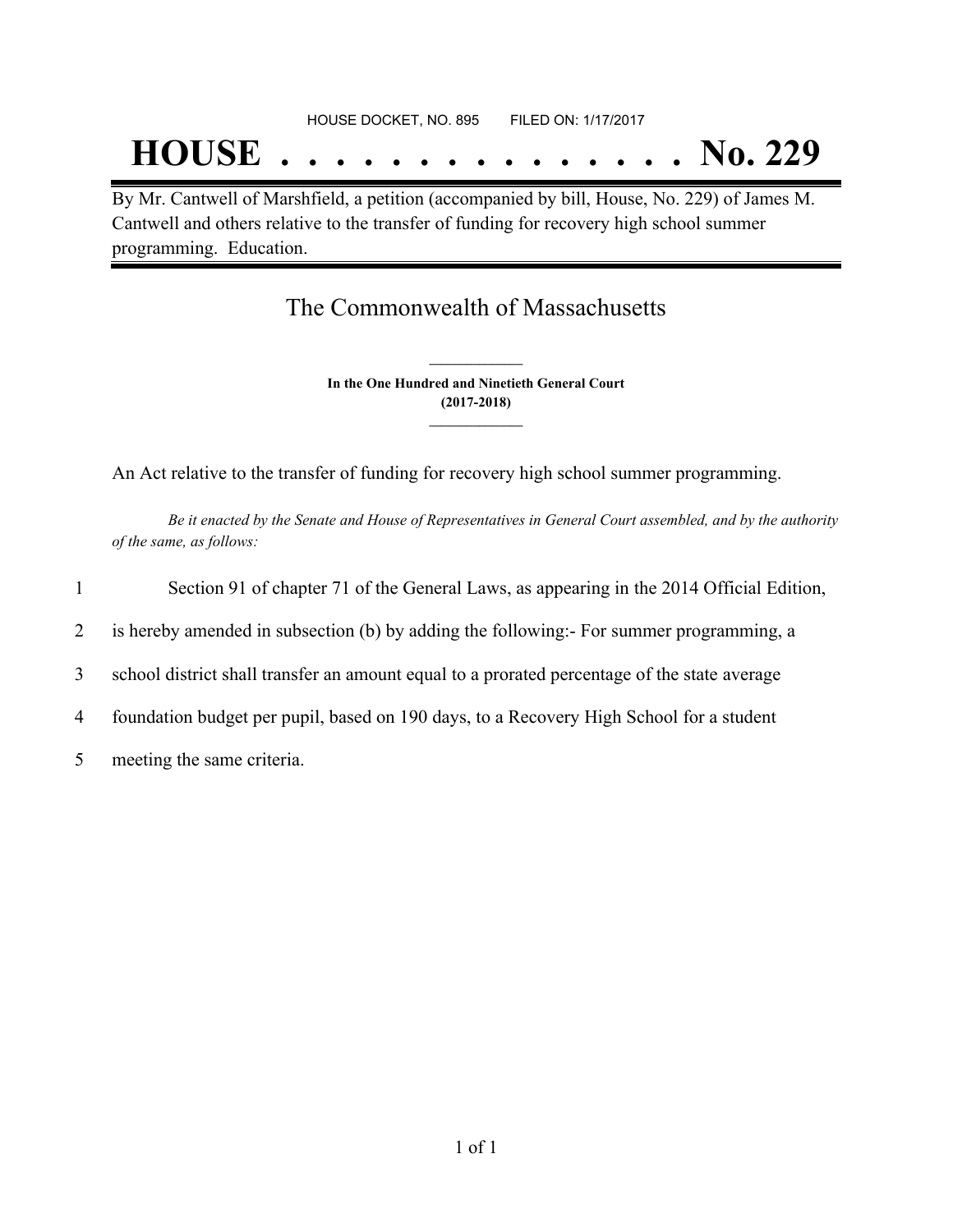HOUSE DOCKET, NO. 895        FILED ON: 1/17/2017

# HOUSE . . . . . . . . . . . . . . . No. 229

By Mr. Cantwell of Marshfield, a petition (accompanied by bill, House, No. 229) of James M. Cantwell and others relative to the transfer of funding for recovery high school summer programming. Education.

## The Commonwealth of Massachusetts

**In the One Hundred and Ninetieth General Court**
**(2017-2018)**

An Act relative to the transfer of funding for recovery high school summer programming.

*Be it enacted by the Senate and House of Representatives in General Court assembled, and by the authority of the same, as follows:*

1 Section 91 of chapter 71 of the General Laws, as appearing in the 2014 Official Edition,
2 is hereby amended in subsection (b) by adding the following:- For summer programming, a
3 school district shall transfer an amount equal to a prorated percentage of the state average
4 foundation budget per pupil, based on 190 days, to a Recovery High School for a student
5 meeting the same criteria.